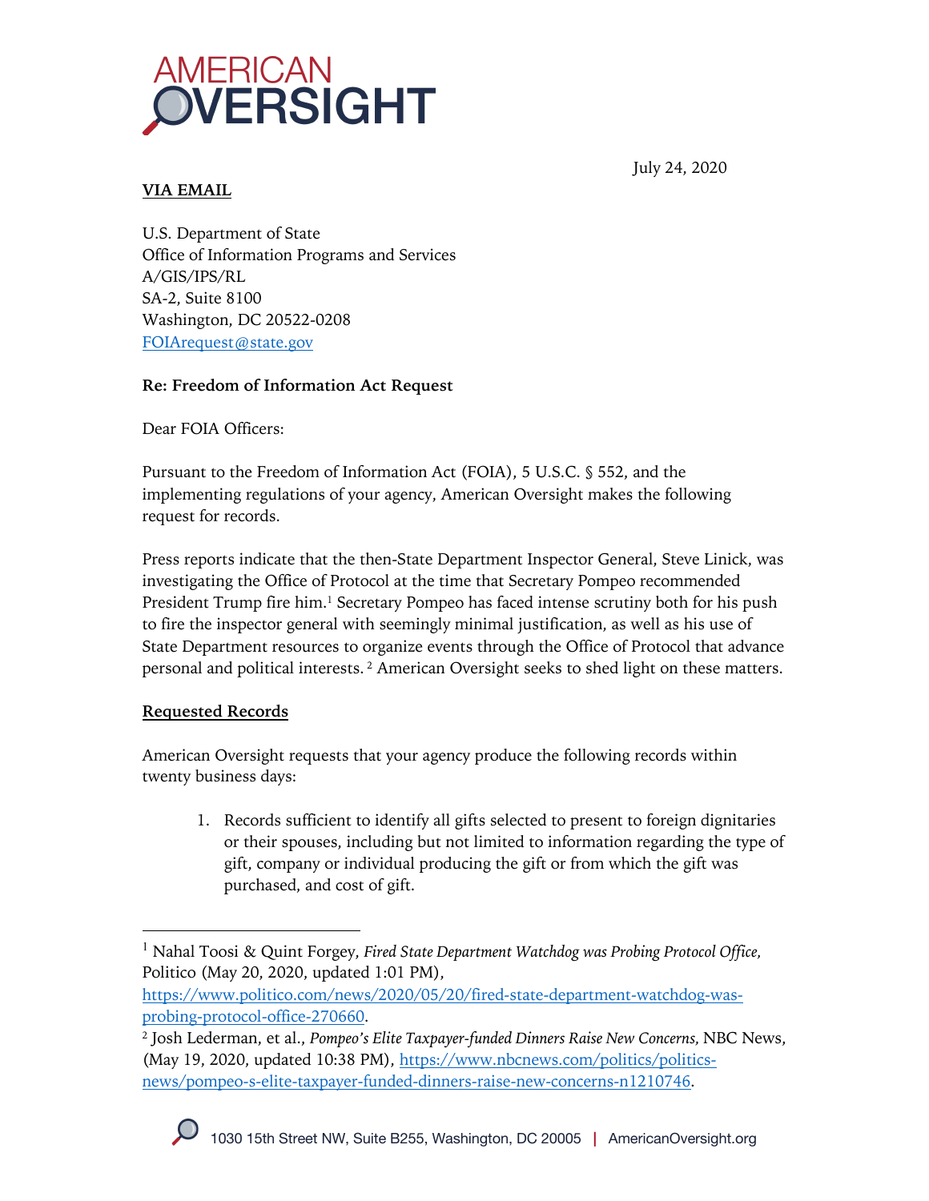AMERICAN OVERSIGHT

July 24, 2020

**VIA EMAIL**

U.S. Department of State
Office of Information Programs and Services
A/GIS/IPS/RL
SA-2, Suite 8100
Washington, DC 20522-0208
FOIArequest@state.gov

**Re: Freedom of Information Act Request**

Dear FOIA Officers:

Pursuant to the Freedom of Information Act (FOIA), 5 U.S.C. § 552, and the implementing regulations of your agency, American Oversight makes the following request for records.

Press reports indicate that the then-State Department Inspector General, Steve Linick, was investigating the Office of Protocol at the time that Secretary Pompeo recommended President Trump fire him.[1] Secretary Pompeo has faced intense scrutiny both for his push to fire the inspector general with seemingly minimal justification, as well as his use of State Department resources to organize events through the Office of Protocol that advance personal and political interests.[2] American Oversight seeks to shed light on these matters.

**Requested Records**

American Oversight requests that your agency produce the following records within twenty business days:

1. Records sufficient to identify all gifts selected to present to foreign dignitaries or their spouses, including but not limited to information regarding the type of gift, company or individual producing the gift or from which the gift was purchased, and cost of gift.

---

[1] Nahal Toosi & Quint Forgey, *Fired State Department Watchdog was Probing Protocol Office,* Politico (May 20, 2020, updated 1:01 PM), https://www.politico.com/news/2020/05/20/fired-state-department-watchdog-was-probing-protocol-office-270660.

[2] Josh Lederman, et al., *Pompeo's Elite Taxpayer-funded Dinners Raise New Concerns,* NBC News, (May 19, 2020, updated 10:38 PM), https://www.nbcnews.com/politics/politics-news/pompeo-s-elite-taxpayer-funded-dinners-raise-new-concerns-n1210746.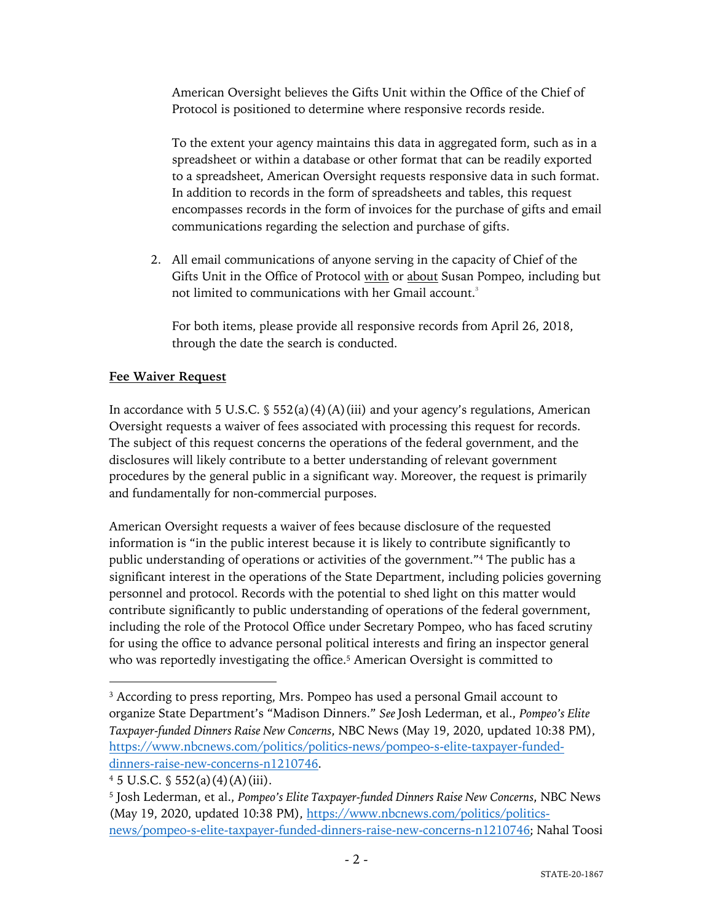American Oversight believes the Gifts Unit within the Office of the Chief of Protocol is positioned to determine where responsive records reside.

To the extent your agency maintains this data in aggregated form, such as in a spreadsheet or within a database or other format that can be readily exported to a spreadsheet, American Oversight requests responsive data in such format. In addition to records in the form of spreadsheets and tables, this request encompasses records in the form of invoices for the purchase of gifts and email communications regarding the selection and purchase of gifts.

2. All email communications of anyone serving in the capacity of Chief of the Gifts Unit in the Office of Protocol with or about Susan Pompeo, including but not limited to communications with her Gmail account.[3]

For both items, please provide all responsive records from April 26, 2018, through the date the search is conducted.

**Fee Waiver Request**

In accordance with 5 U.S.C. § 552(a)(4)(A)(iii) and your agency's regulations, American Oversight requests a waiver of fees associated with processing this request for records. The subject of this request concerns the operations of the federal government, and the disclosures will likely contribute to a better understanding of relevant government procedures by the general public in a significant way. Moreover, the request is primarily and fundamentally for non-commercial purposes.

American Oversight requests a waiver of fees because disclosure of the requested information is "in the public interest because it is likely to contribute significantly to public understanding of operations or activities of the government."[4] The public has a significant interest in the operations of the State Department, including policies governing personnel and protocol. Records with the potential to shed light on this matter would contribute significantly to public understanding of operations of the federal government, including the role of the Protocol Office under Secretary Pompeo, who has faced scrutiny for using the office to advance personal political interests and firing an inspector general who was reportedly investigating the office.[5] American Oversight is committed to

[3] According to press reporting, Mrs. Pompeo has used a personal Gmail account to organize State Department's "Madison Dinners." *See* Josh Lederman, et al., *Pompeo's Elite Taxpayer-funded Dinners Raise New Concerns*, NBC News (May 19, 2020, updated 10:38 PM), https://www.nbcnews.com/politics/politics-news/pompeo-s-elite-taxpayer-funded-dinners-raise-new-concerns-n1210746.

[4] 5 U.S.C. § 552(a)(4)(A)(iii).

[5] Josh Lederman, et al., *Pompeo's Elite Taxpayer-funded Dinners Raise New Concerns*, NBC News (May 19, 2020, updated 10:38 PM), https://www.nbcnews.com/politics/politics-news/pompeo-s-elite-taxpayer-funded-dinners-raise-new-concerns-n1210746; Nahal Toosi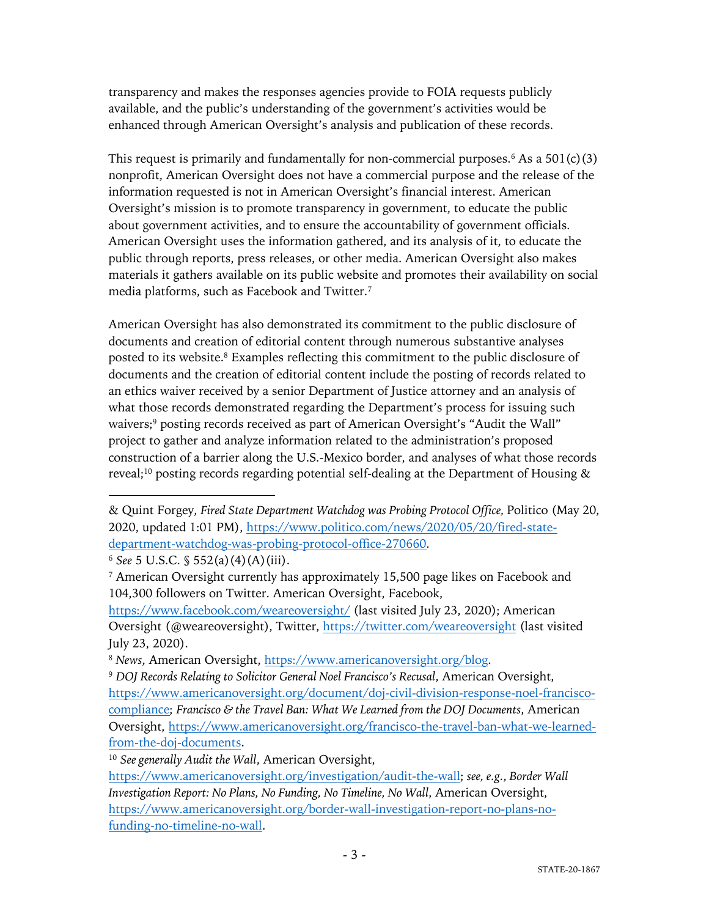transparency and makes the responses agencies provide to FOIA requests publicly available, and the public's understanding of the government's activities would be enhanced through American Oversight's analysis and publication of these records.

This request is primarily and fundamentally for non-commercial purposes.[6] As a 501(c)(3) nonprofit, American Oversight does not have a commercial purpose and the release of the information requested is not in American Oversight's financial interest. American Oversight's mission is to promote transparency in government, to educate the public about government activities, and to ensure the accountability of government officials. American Oversight uses the information gathered, and its analysis of it, to educate the public through reports, press releases, or other media. American Oversight also makes materials it gathers available on its public website and promotes their availability on social media platforms, such as Facebook and Twitter.[7]

American Oversight has also demonstrated its commitment to the public disclosure of documents and creation of editorial content through numerous substantive analyses posted to its website.[8] Examples reflecting this commitment to the public disclosure of documents and the creation of editorial content include the posting of records related to an ethics waiver received by a senior Department of Justice attorney and an analysis of what those records demonstrated regarding the Department's process for issuing such waivers;[9] posting records received as part of American Oversight's "Audit the Wall" project to gather and analyze information related to the administration's proposed construction of a barrier along the U.S.-Mexico border, and analyses of what those records reveal;[10] posting records regarding potential self-dealing at the Department of Housing &

---

& Quint Forgey, *Fired State Department Watchdog was Probing Protocol Office,* Politico (May 20, 2020, updated 1:01 PM), https://www.politico.com/news/2020/05/20/fired-state-department-watchdog-was-probing-protocol-office-270660.

[6] *See* 5 U.S.C. § 552(a)(4)(A)(iii).

[7] American Oversight currently has approximately 15,500 page likes on Facebook and 104,300 followers on Twitter. American Oversight, Facebook, https://www.facebook.com/weareoversight/ (last visited July 23, 2020); American Oversight (@weareoversight), Twitter, https://twitter.com/weareoversight (last visited July 23, 2020).

[8] *News*, American Oversight, https://www.americanoversight.org/blog.

[9] *DOJ Records Relating to Solicitor General Noel Francisco's Recusal*, American Oversight, https://www.americanoversight.org/document/doj-civil-division-response-noel-francisco-compliance; *Francisco & the Travel Ban: What We Learned from the DOJ Documents*, American Oversight, https://www.americanoversight.org/francisco-the-travel-ban-what-we-learned-from-the-doj-documents.

[10] *See generally Audit the Wall*, American Oversight, https://www.americanoversight.org/investigation/audit-the-wall; *see, e.g.*, *Border Wall Investigation Report: No Plans, No Funding, No Timeline, No Wall*, American Oversight, https://www.americanoversight.org/border-wall-investigation-report-no-plans-no-funding-no-timeline-no-wall.

STATE-20-1867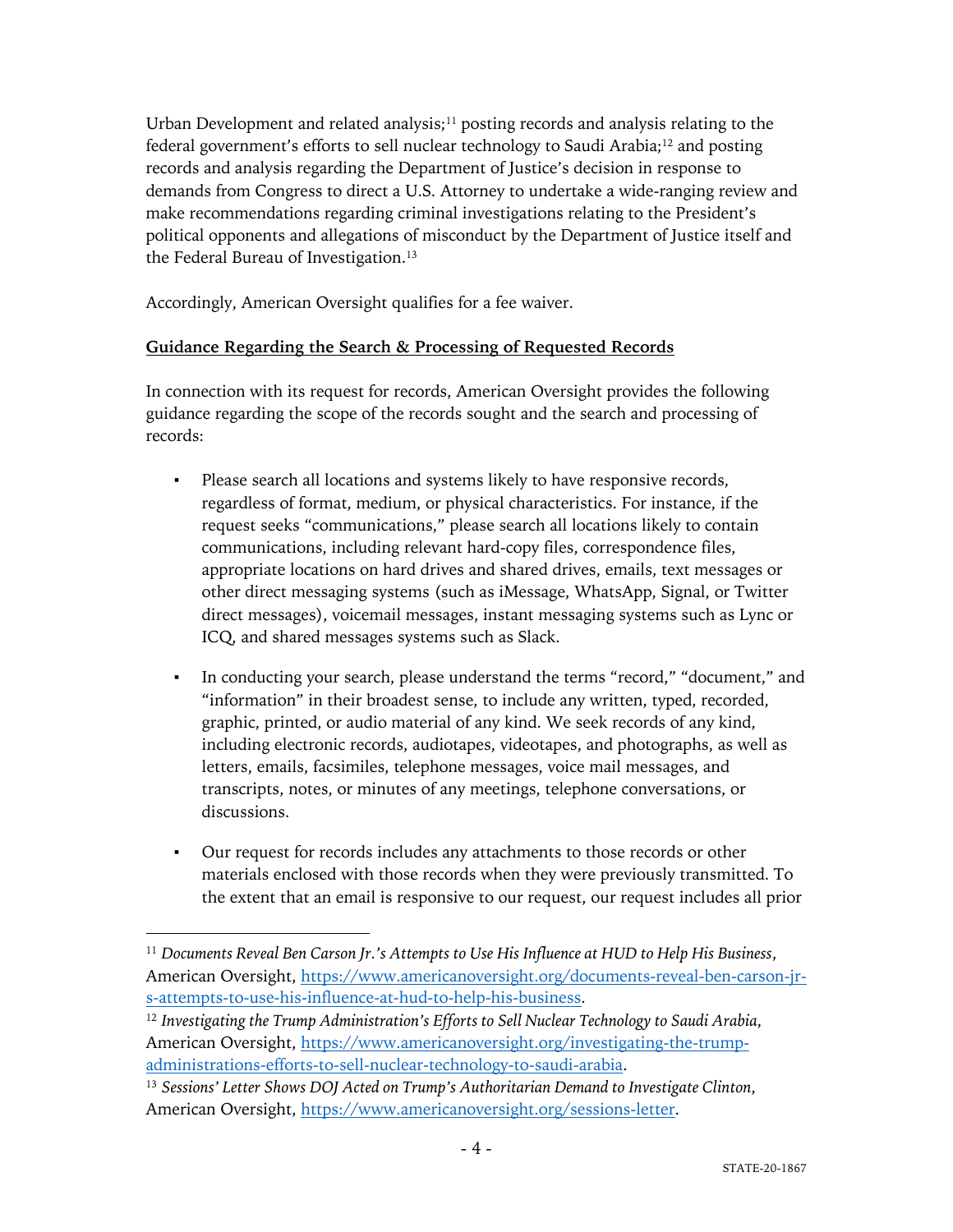Urban Development and related analysis;[11] posting records and analysis relating to the federal government's efforts to sell nuclear technology to Saudi Arabia;[12] and posting records and analysis regarding the Department of Justice's decision in response to demands from Congress to direct a U.S. Attorney to undertake a wide-ranging review and make recommendations regarding criminal investigations relating to the President's political opponents and allegations of misconduct by the Department of Justice itself and the Federal Bureau of Investigation.[13]

Accordingly, American Oversight qualifies for a fee waiver.

**Guidance Regarding the Search & Processing of Requested Records**

In connection with its request for records, American Oversight provides the following guidance regarding the scope of the records sought and the search and processing of records:

- Please search all locations and systems likely to have responsive records, regardless of format, medium, or physical characteristics. For instance, if the request seeks "communications," please search all locations likely to contain communications, including relevant hard-copy files, correspondence files, appropriate locations on hard drives and shared drives, emails, text messages or other direct messaging systems (such as iMessage, WhatsApp, Signal, or Twitter direct messages), voicemail messages, instant messaging systems such as Lync or ICQ, and shared messages systems such as Slack.

- In conducting your search, please understand the terms "record," "document," and "information" in their broadest sense, to include any written, typed, recorded, graphic, printed, or audio material of any kind. We seek records of any kind, including electronic records, audiotapes, videotapes, and photographs, as well as letters, emails, facsimiles, telephone messages, voice mail messages, and transcripts, notes, or minutes of any meetings, telephone conversations, or discussions.

- Our request for records includes any attachments to those records or other materials enclosed with those records when they were previously transmitted. To the extent that an email is responsive to our request, our request includes all prior

---

[11] *Documents Reveal Ben Carson Jr.'s Attempts to Use His Influence at HUD to Help His Business*, American Oversight, https://www.americanoversight.org/documents-reveal-ben-carson-jr-s-attempts-to-use-his-influence-at-hud-to-help-his-business.

[12] *Investigating the Trump Administration's Efforts to Sell Nuclear Technology to Saudi Arabia*, American Oversight, https://www.americanoversight.org/investigating-the-trump-administrations-efforts-to-sell-nuclear-technology-to-saudi-arabia.

[13] *Sessions' Letter Shows DOJ Acted on Trump's Authoritarian Demand to Investigate Clinton*, American Oversight, https://www.americanoversight.org/sessions-letter.

STATE-20-1867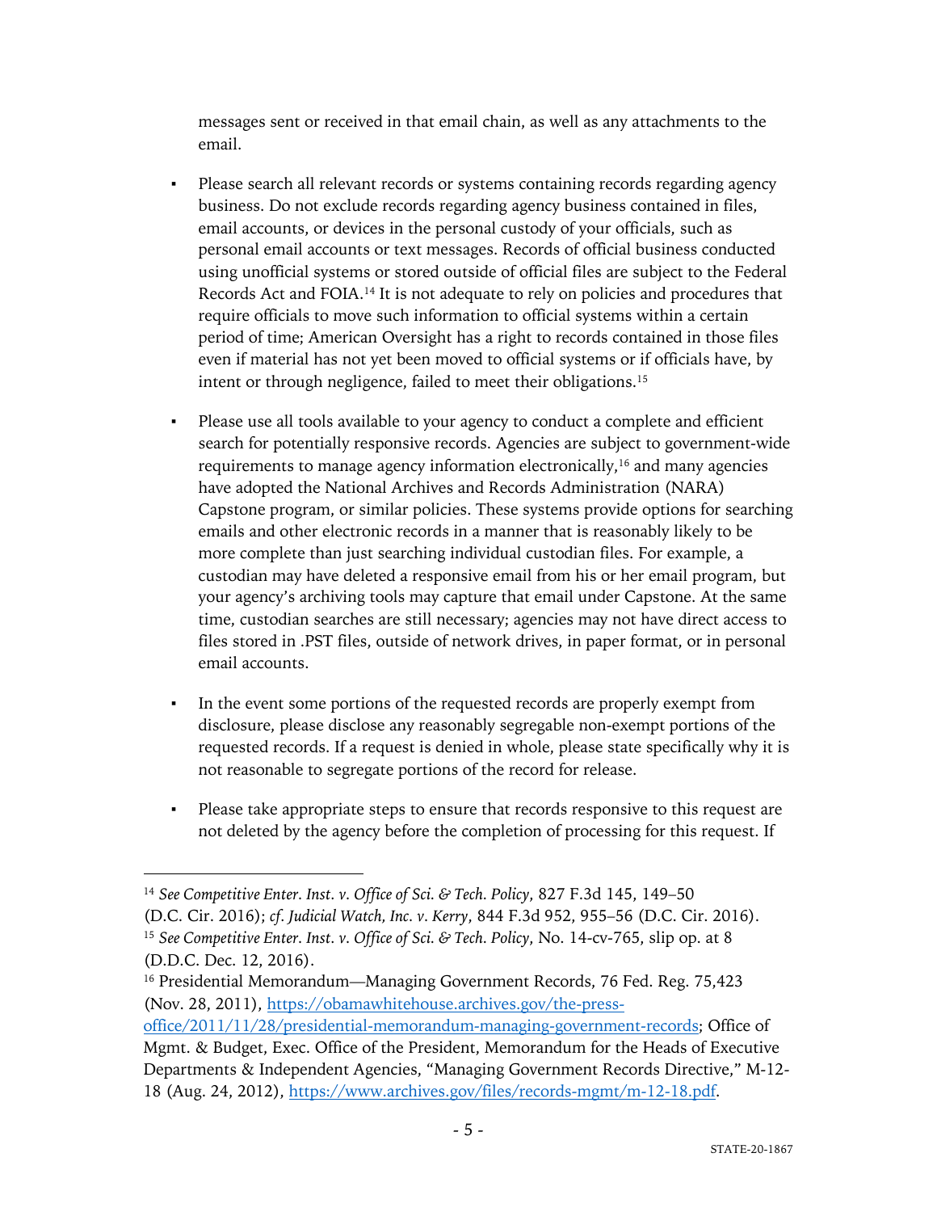messages sent or received in that email chain, as well as any attachments to the email.

- Please search all relevant records or systems containing records regarding agency business. Do not exclude records regarding agency business contained in files, email accounts, or devices in the personal custody of your officials, such as personal email accounts or text messages. Records of official business conducted using unofficial systems or stored outside of official files are subject to the Federal Records Act and FOIA.[14] It is not adequate to rely on policies and procedures that require officials to move such information to official systems within a certain period of time; American Oversight has a right to records contained in those files even if material has not yet been moved to official systems or if officials have, by intent or through negligence, failed to meet their obligations.[15]

- Please use all tools available to your agency to conduct a complete and efficient search for potentially responsive records. Agencies are subject to government-wide requirements to manage agency information electronically,[16] and many agencies have adopted the National Archives and Records Administration (NARA) Capstone program, or similar policies. These systems provide options for searching emails and other electronic records in a manner that is reasonably likely to be more complete than just searching individual custodian files. For example, a custodian may have deleted a responsive email from his or her email program, but your agency's archiving tools may capture that email under Capstone. At the same time, custodian searches are still necessary; agencies may not have direct access to files stored in .PST files, outside of network drives, in paper format, or in personal email accounts.

- In the event some portions of the requested records are properly exempt from disclosure, please disclose any reasonably segregable non-exempt portions of the requested records. If a request is denied in whole, please state specifically why it is not reasonable to segregate portions of the record for release.

- Please take appropriate steps to ensure that records responsive to this request are not deleted by the agency before the completion of processing for this request. If

---

[14] *See Competitive Enter. Inst. v. Office of Sci. & Tech. Policy*, 827 F.3d 145, 149–50 (D.C. Cir. 2016); *cf. Judicial Watch, Inc. v. Kerry*, 844 F.3d 952, 955–56 (D.C. Cir. 2016).

[15] *See Competitive Enter. Inst. v. Office of Sci. & Tech. Policy*, No. 14-cv-765, slip op. at 8 (D.D.C. Dec. 12, 2016).

[16] Presidential Memorandum—Managing Government Records, 76 Fed. Reg. 75,423 (Nov. 28, 2011), https://obamawhitehouse.archives.gov/the-press-office/2011/11/28/presidential-memorandum-managing-government-records; Office of Mgmt. & Budget, Exec. Office of the President, Memorandum for the Heads of Executive Departments & Independent Agencies, "Managing Government Records Directive," M-12-18 (Aug. 24, 2012), https://www.archives.gov/files/records-mgmt/m-12-18.pdf.

STATE-20-1867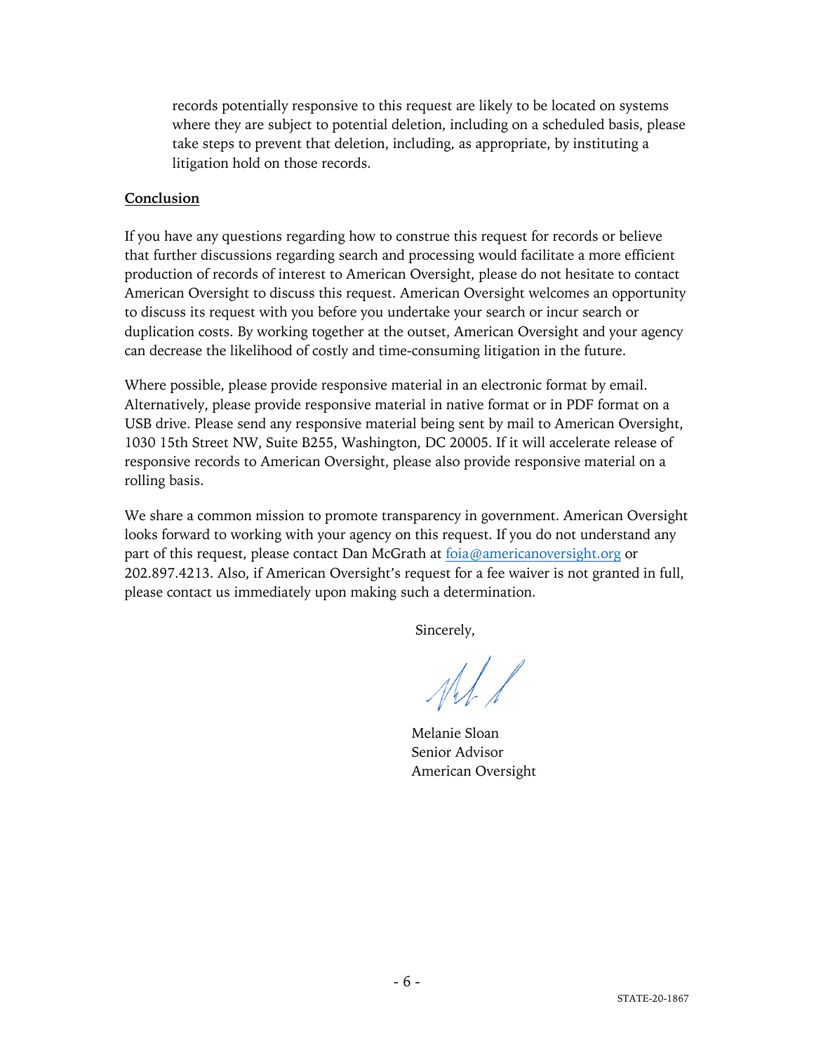records potentially responsive to this request are likely to be located on systems where they are subject to potential deletion, including on a scheduled basis, please take steps to prevent that deletion, including, as appropriate, by instituting a litigation hold on those records.

**Conclusion**

If you have any questions regarding how to construe this request for records or believe that further discussions regarding search and processing would facilitate a more efficient production of records of interest to American Oversight, please do not hesitate to contact American Oversight to discuss this request. American Oversight welcomes an opportunity to discuss its request with you before you undertake your search or incur search or duplication costs. By working together at the outset, American Oversight and your agency can decrease the likelihood of costly and time-consuming litigation in the future.

Where possible, please provide responsive material in an electronic format by email. Alternatively, please provide responsive material in native format or in PDF format on a USB drive. Please send any responsive material being sent by mail to American Oversight, 1030 15th Street NW, Suite B255, Washington, DC 20005. If it will accelerate release of responsive records to American Oversight, please also provide responsive material on a rolling basis.

We share a common mission to promote transparency in government. American Oversight looks forward to working with your agency on this request. If you do not understand any part of this request, please contact Dan McGrath at foia@americanoversight.org or 202.897.4213. Also, if American Oversight's request for a fee waiver is not granted in full, please contact us immediately upon making such a determination.

Sincerely,

Melanie Sloan
Senior Advisor
American Oversight

STATE-20-1867